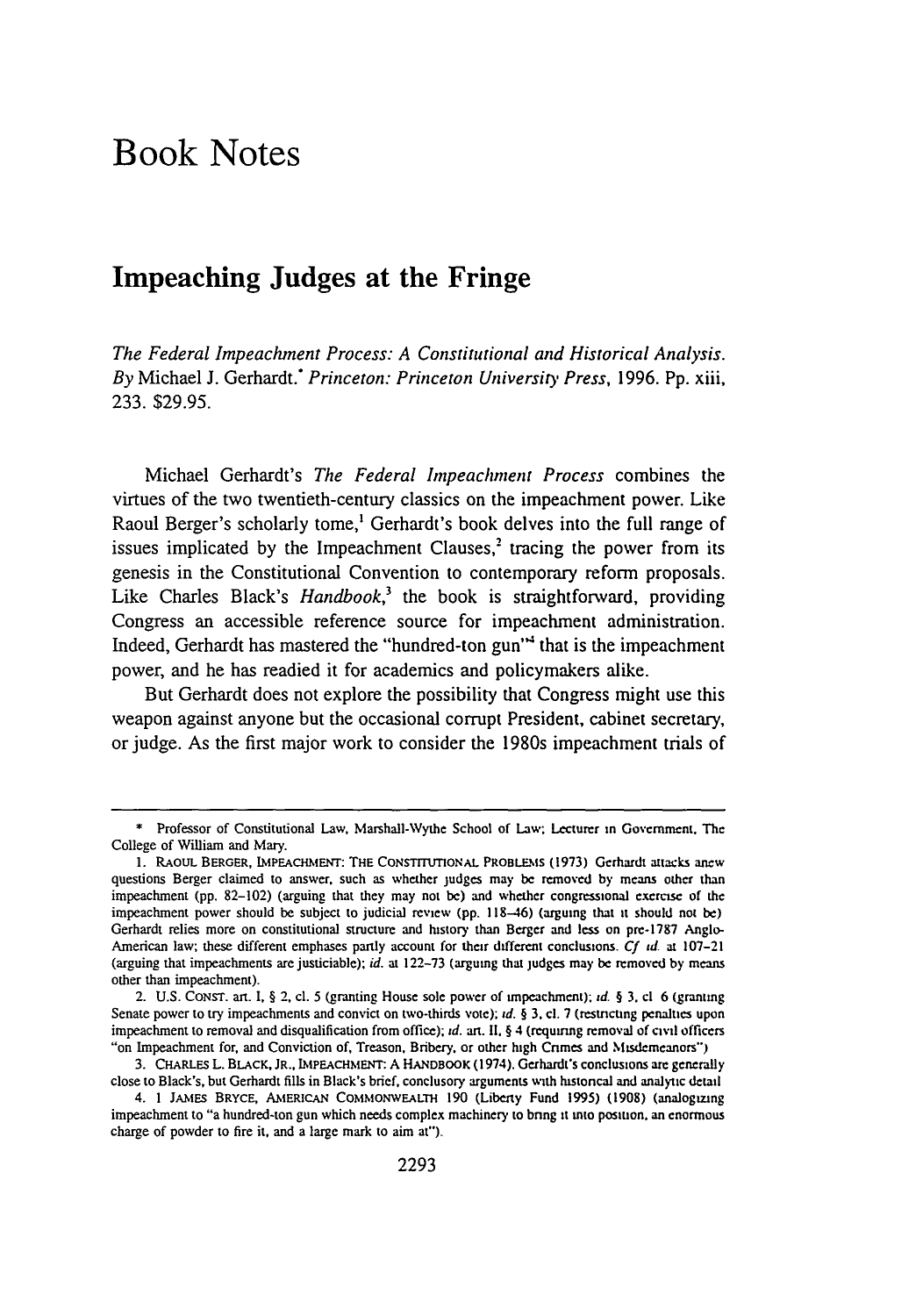# Book Notes

## Impeaching Judges at the Fringe

*The Federal Impeachment Process: A Constitutional and Historical Analysis. By* Michael J. Gerhardt.* *Princeton: Princeton University Press*, 1996. Pp. xiii, 233. $29.95.

Michael Gerhardt's *The Federal Impeachment Process* combines the virtues of the two twentieth-century classics on the impeachment power. Like Raoul Berger's scholarly tome,[1] Gerhardt's book delves into the full range of issues implicated by the Impeachment Clauses,[2] tracing the power from its genesis in the Constitutional Convention to contemporary reform proposals. Like Charles Black's *Handbook*,[3] the book is straightforward, providing Congress an accessible reference source for impeachment administration. Indeed, Gerhardt has mastered the "hundred-ton gun"[4] that is the impeachment power, and he has readied it for academics and policymakers alike.

But Gerhardt does not explore the possibility that Congress might use this weapon against anyone but the occasional corrupt President, cabinet secretary, or judge. As the first major work to consider the 1980s impeachment trials of

---

\* Professor of Constitutional Law, Marshall-Wythe School of Law; Lecturer in Government, The College of William and Mary.

1. RAOUL BERGER, IMPEACHMENT: THE CONSTITUTIONAL PROBLEMS (1973). Gerhardt attacks anew questions Berger claimed to answer, such as whether judges may be removed by means other than impeachment (pp. 82–102) (arguing that they may not be) and whether congressional exercise of the impeachment power should be subject to judicial review (pp. 118–46) (arguing that it should not be). Gerhardt relies more on constitutional structure and history than Berger and less on pre-1787 Anglo-American law; these different emphases partly account for their different conclusions. *Cf. id.* at 107–21 (arguing that impeachments are justiciable); *id.* at 122–73 (arguing that judges may be removed by means other than impeachment).

2. U.S. CONST. art. I, § 2, cl. 5 (granting House sole power of impeachment); *id.* § 3, cl. 6 (granting Senate power to try impeachments and convict on two-thirds vote); *id.* § 3, cl. 7 (restricting penalties upon impeachment to removal and disqualification from office); *id.* art. II, § 4 (requiring removal of civil officers "on Impeachment for, and Conviction of, Treason, Bribery, or other high Crimes and Misdemeanors").

3. CHARLES L. BLACK, JR., IMPEACHMENT: A HANDBOOK (1974). Gerhardt's conclusions are generally close to Black's, but Gerhardt fills in Black's brief, conclusory arguments with historical and analytic detail.

4. 1 JAMES BRYCE, AMERICAN COMMONWEALTH 190 (Liberty Fund 1995) (1908) (analogizing impeachment to "a hundred-ton gun which needs complex machinery to bring it into position, an enormous charge of powder to fire it, and a large mark to aim at").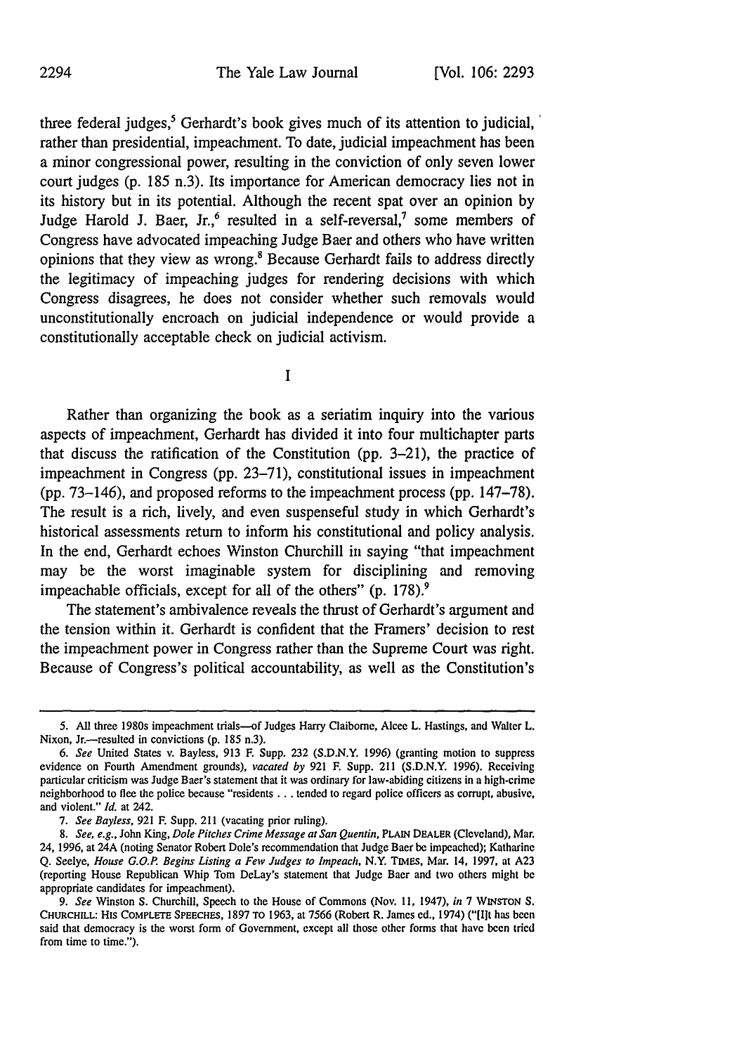three federal judges,[5] Gerhardt's book gives much of its attention to judicial, rather than presidential, impeachment. To date, judicial impeachment has been a minor congressional power, resulting in the conviction of only seven lower court judges (p. 185 n.3). Its importance for American democracy lies not in its history but in its potential. Although the recent spat over an opinion by Judge Harold J. Baer, Jr.,[6] resulted in a self-reversal,[7] some members of Congress have advocated impeaching Judge Baer and others who have written opinions that they view as wrong.[8] Because Gerhardt fails to address directly the legitimacy of impeaching judges for rendering decisions with which Congress disagrees, he does not consider whether such removals would unconstitutionally encroach on judicial independence or would provide a constitutionally acceptable check on judicial activism.

## I

Rather than organizing the book as a seriatim inquiry into the various aspects of impeachment, Gerhardt has divided it into four multichapter parts that discuss the ratification of the Constitution (pp. 3–21), the practice of impeachment in Congress (pp. 23–71), constitutional issues in impeachment (pp. 73–146), and proposed reforms to the impeachment process (pp. 147–78). The result is a rich, lively, and even suspenseful study in which Gerhardt's historical assessments return to inform his constitutional and policy analysis. In the end, Gerhardt echoes Winston Churchill in saying "that impeachment may be the worst imaginable system for disciplining and removing impeachable officials, except for all of the others" (p. 178).[9]

The statement's ambivalence reveals the thrust of Gerhardt's argument and the tension within it. Gerhardt is confident that the Framers' decision to rest the impeachment power in Congress rather than the Supreme Court was right. Because of Congress's political accountability, as well as the Constitution's

---

5. All three 1980s impeachment trials—of Judges Harry Claiborne, Alcee L. Hastings, and Walter L. Nixon, Jr.—resulted in convictions (p. 185 n.3).

6. *See* United States v. Bayless, 913 F. Supp. 232 (S.D.N.Y. 1996) (granting motion to suppress evidence on Fourth Amendment grounds), *vacated by* 921 F. Supp. 211 (S.D.N.Y. 1996). Receiving particular criticism was Judge Baer's statement that it was ordinary for law-abiding citizens in a high-crime neighborhood to flee the police because "residents . . . tended to regard police officers as corrupt, abusive, and violent." *Id.* at 242.

7. *See Bayless*, 921 F. Supp. 211 (vacating prior ruling).

8. *See, e.g.*, John King, *Dole Pitches Crime Message at San Quentin*, PLAIN DEALER (Cleveland), Mar. 24, 1996, at 24A (noting Senator Robert Dole's recommendation that Judge Baer be impeached); Katharine Q. Seelye, *House G.O.P. Begins Listing a Few Judges to Impeach*, N.Y. TIMES, Mar. 14, 1997, at A23 (reporting House Republican Whip Tom DeLay's statement that Judge Baer and two others might be appropriate candidates for impeachment).

9. *See* Winston S. Churchill, Speech to the House of Commons (Nov. 11, 1947), *in* 7 WINSTON S. CHURCHILL: HIS COMPLETE SPEECHES, 1897 TO 1963, at 7566 (Robert R. James ed., 1974) ("[I]t has been said that democracy is the worst form of Government, except all those other forms that have been tried from time to time.").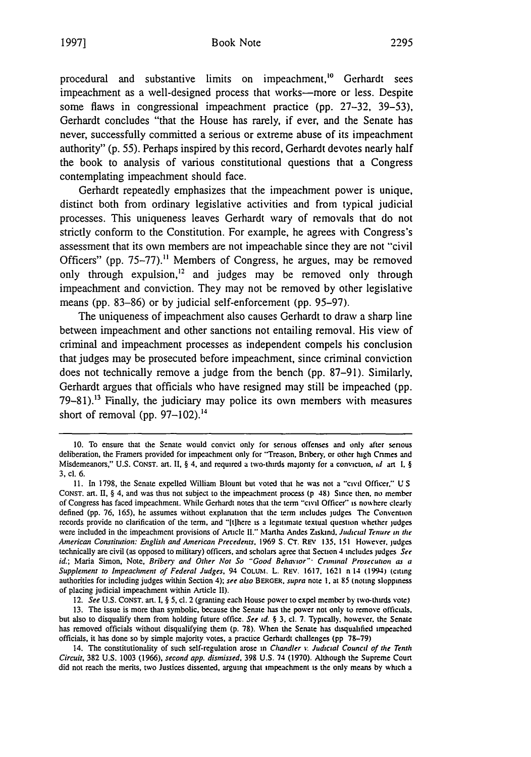procedural and substantive limits on impeachment,[10] Gerhardt sees impeachment as a well-designed process that works—more or less. Despite some flaws in congressional impeachment practice (pp. 27–32, 39–53), Gerhardt concludes "that the House has rarely, if ever, and the Senate has never, successfully committed a serious or extreme abuse of its impeachment authority" (p. 55). Perhaps inspired by this record, Gerhardt devotes nearly half the book to analysis of various constitutional questions that a Congress contemplating impeachment should face.

Gerhardt repeatedly emphasizes that the impeachment power is unique, distinct both from ordinary legislative activities and from typical judicial processes. This uniqueness leaves Gerhardt wary of removals that do not strictly conform to the Constitution. For example, he agrees with Congress's assessment that its own members are not impeachable since they are not "civil Officers" (pp. 75–77).[11] Members of Congress, he argues, may be removed only through expulsion,[12] and judges may be removed only through impeachment and conviction. They may not be removed by other legislative means (pp. 83–86) or by judicial self-enforcement (pp. 95–97).

The uniqueness of impeachment also causes Gerhardt to draw a sharp line between impeachment and other sanctions not entailing removal. His view of criminal and impeachment processes as independent compels his conclusion that judges may be prosecuted before impeachment, since criminal conviction does not technically remove a judge from the bench (pp. 87–91). Similarly, Gerhardt argues that officials who have resigned may still be impeached (pp. 79–81).[13] Finally, the judiciary may police its own members with measures short of removal (pp. 97–102).[14]

---

10. To ensure that the Senate would convict only for serious offenses and only after serious deliberation, the Framers provided for impeachment only for "Treason, Bribery, or other high Crimes and Misdemeanors," U.S. CONST. art. II, § 4, and required a two-thirds majority for a conviction, *id* art I, § 3, cl. 6.

11. In 1798, the Senate expelled William Blount but voted that he was not a "civil Officer," U S CONST. art. II, § 4, and was thus not subject to the impeachment process (p 48) Since then, no member of Congress has faced impeachment. While Gerhardt notes that the term "civil Officer" is nowhere clearly defined (pp. 76, 165), he assumes without explanation that the term includes judges The Convention records provide no clarification of the term, and "[t]here is a legitimate textual question whether judges were included in the impeachment provisions of Article II." Martha Andes Ziskind, *Judicial Tenure in the American Constitution: English and American Precedents*, 1969 S. CT. REV 135, 151 However, judges technically are civil (as opposed to military) officers, and scholars agree that Section 4 includes judges *See id.*; Maria Simon, Note, *Bribery and Other Not So "Good Behavior": Criminal Prosecution as a Supplement to Impeachment of Federal Judges*, 94 COLUM. L. REV. 1617, 1621 n 14 (1994) (citing authorities for including judges within Section 4); *see also* BERGER, *supra* note 1, at 85 (noting sloppiness of placing judicial impeachment within Article II).

12. *See* U.S. CONST. art. I, § 5, cl. 2 (granting each House power to expel member by two-thirds vote)

13. The issue is more than symbolic, because the Senate has the power not only to remove officials, but also to disqualify them from holding future office. *See id.* § 3, cl. 7. Typically, however, the Senate has removed officials without disqualifying them (p. 78). When the Senate has disqualified impeached officials, it has done so by simple majority votes, a practice Gerhardt challenges (pp 78–79)

14. The constitutionality of such self-regulation arose in *Chandler v. Judicial Council of the Tenth Circuit*, 382 U.S. 1003 (1966), *second app. dismissed*, 398 U.S. 74 (1970). Although the Supreme Court did not reach the merits, two Justices dissented, arguing that impeachment is the only means by which a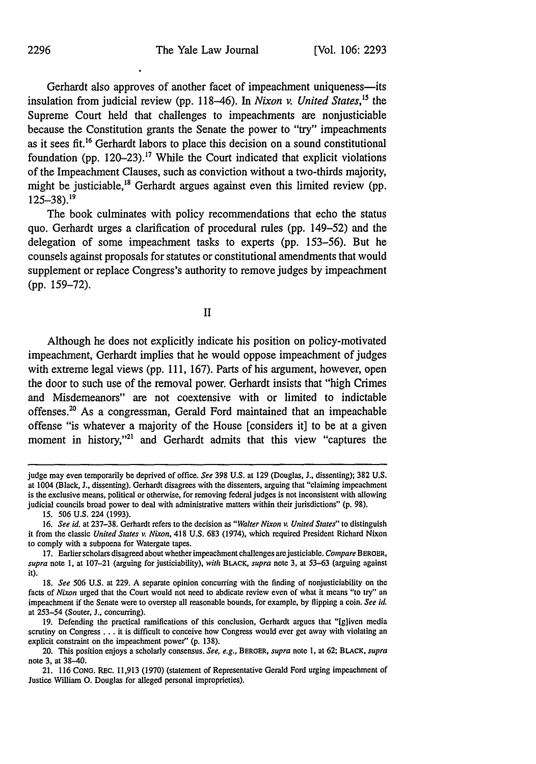Gerhardt also approves of another facet of impeachment uniqueness—its insulation from judicial review (pp. 118–46). In *Nixon v. United States*,[15] the Supreme Court held that challenges to impeachments are nonjusticiable because the Constitution grants the Senate the power to "try" impeachments as it sees fit.[16] Gerhardt labors to place this decision on a sound constitutional foundation (pp. 120–23).[17] While the Court indicated that explicit violations of the Impeachment Clauses, such as conviction without a two-thirds majority, might be justiciable,[18] Gerhardt argues against even this limited review (pp. 125–38).[19]

The book culminates with policy recommendations that echo the status quo. Gerhardt urges a clarification of procedural rules (pp. 149–52) and the delegation of some impeachment tasks to experts (pp. 153–56). But he counsels against proposals for statutes or constitutional amendments that would supplement or replace Congress's authority to remove judges by impeachment (pp. 159–72).

## II

Although he does not explicitly indicate his position on policy-motivated impeachment, Gerhardt implies that he would oppose impeachment of judges with extreme legal views (pp. 111, 167). Parts of his argument, however, open the door to such use of the removal power. Gerhardt insists that "high Crimes and Misdemeanors" are not coextensive with or limited to indictable offenses.[20] As a congressman, Gerald Ford maintained that an impeachable offense "is whatever a majority of the House [considers it] to be at a given moment in history,"[21] and Gerhardt admits that this view "captures the

---

judge may even temporarily be deprived of office. *See* 398 U.S. at 129 (Douglas, J., dissenting); 382 U.S. at 1004 (Black, J., dissenting). Gerhardt disagrees with the dissenters, arguing that "claiming impeachment is the exclusive means, political or otherwise, for removing federal judges is not inconsistent with allowing judicial councils broad power to deal with administrative matters within their jurisdictions" (p. 98).

15. 506 U.S. 224 (1993).

16. *See id.* at 237–38. Gerhardt refers to the decision as "*Walter Nixon v. United States*" to distinguish it from the classic *United States v. Nixon*, 418 U.S. 683 (1974), which required President Richard Nixon to comply with a subpoena for Watergate tapes.

17. Earlier scholars disagreed about whether impeachment challenges are justiciable. *Compare* BERGER, *supra* note 1, at 107–21 (arguing for justiciability), *with* BLACK, *supra* note 3, at 53–63 (arguing against it).

18. *See* 506 U.S. at 229. A separate opinion concurring with the finding of nonjusticiability on the facts of *Nixon* urged that the Court would not need to abdicate review even of what it means "to try" an impeachment if the Senate were to overstep all reasonable bounds, for example, by flipping a coin. *See id.* at 253–54 (Souter, J., concurring).

19. Defending the practical ramifications of this conclusion, Gerhardt argues that "[g]iven media scrutiny on Congress . . . it is difficult to conceive how Congress would ever get away with violating an explicit constraint on the impeachment power" (p. 138).

20. This position enjoys a scholarly consensus. *See, e.g.*, BERGER, *supra* note 1, at 62; BLACK, *supra* note 3, at 38–40.

21. 116 CONG. REC. 11,913 (1970) (statement of Representative Gerald Ford urging impeachment of Justice William O. Douglas for alleged personal improprieties).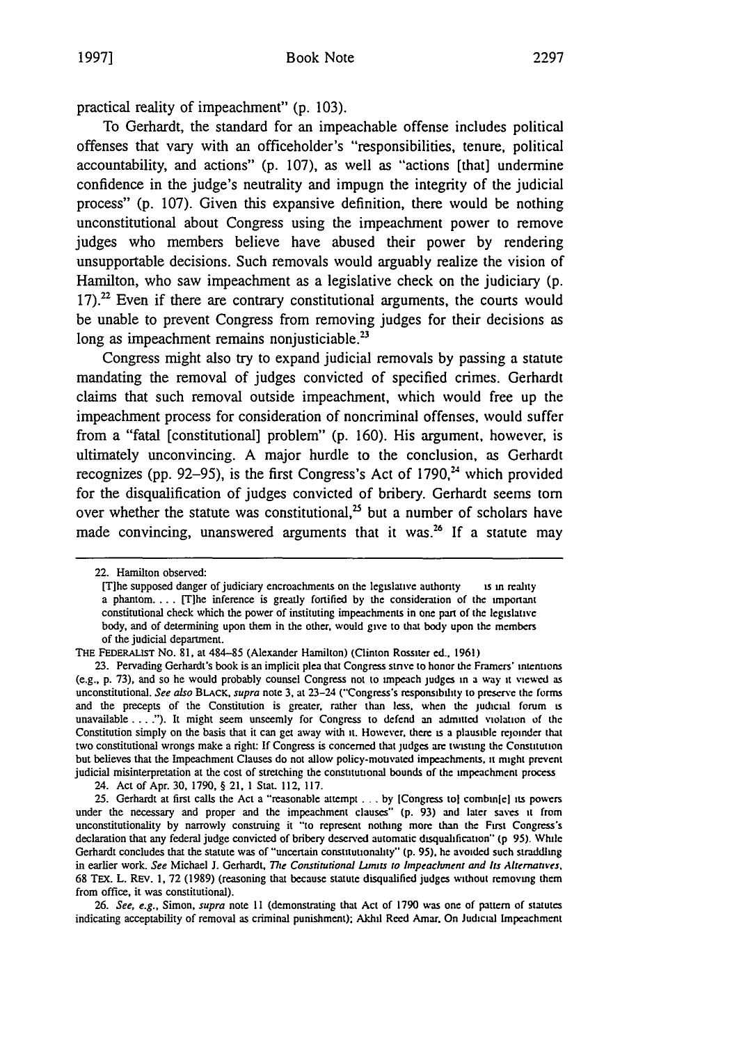practical reality of impeachment" (p. 103).

To Gerhardt, the standard for an impeachable offense includes political offenses that vary with an officeholder's "responsibilities, tenure, political accountability, and actions" (p. 107), as well as "actions [that] undermine confidence in the judge's neutrality and impugn the integrity of the judicial process" (p. 107). Given this expansive definition, there would be nothing unconstitutional about Congress using the impeachment power to remove judges who members believe have abused their power by rendering unsupportable decisions. Such removals would arguably realize the vision of Hamilton, who saw impeachment as a legislative check on the judiciary (p. 17).[22] Even if there are contrary constitutional arguments, the courts would be unable to prevent Congress from removing judges for their decisions as long as impeachment remains nonjusticiable.[23]

Congress might also try to expand judicial removals by passing a statute mandating the removal of judges convicted of specified crimes. Gerhardt claims that such removal outside impeachment, which would free up the impeachment process for consideration of noncriminal offenses, would suffer from a "fatal [constitutional] problem" (p. 160). His argument, however, is ultimately unconvincing. A major hurdle to the conclusion, as Gerhardt recognizes (pp. 92–95), is the first Congress's Act of 1790,[24] which provided for the disqualification of judges convicted of bribery. Gerhardt seems torn over whether the statute was constitutional,[25] but a number of scholars have made convincing, unanswered arguments that it was.[26] If a statute may

---

22. Hamilton observed:

> [T]he supposed danger of judiciary encroachments on the legislative authority is in reality a phantom. . . . [T]he inference is greatly fortified by the consideration of the important constitutional check which the power of instituting impeachments in one part of the legislative body, and of determining upon them in the other, would give to that body upon the members of the judicial department.

THE FEDERALIST NO. 81, at 484–85 (Alexander Hamilton) (Clinton Rossiter ed., 1961)

23. Pervading Gerhardt's book is an implicit plea that Congress strive to honor the Framers' intentions (e.g., p. 73), and so he would probably counsel Congress not to impeach judges in a way it viewed as unconstitutional. *See also* BLACK, *supra* note 3, at 23–24 ("Congress's responsibility to preserve the forms and the precepts of the Constitution is greater, rather than less, when the judicial forum is unavailable . . . ."). It might seem unseemly for Congress to defend an admitted violation of the Constitution simply on the basis that it can get away with it. However, there is a plausible rejoinder that two constitutional wrongs make a right: If Congress is concerned that judges are twisting the Constitution but believes that the Impeachment Clauses do not allow policy-motivated impeachments, it might prevent judicial misinterpretation at the cost of stretching the constitutional bounds of the impeachment process

24. Act of Apr. 30, 1790, § 21, 1 Stat. 112, 117.

25. Gerhardt at first calls the Act a "reasonable attempt . . . by [Congress to] combin[e] its powers under the necessary and proper and the impeachment clauses" (p. 93) and later saves it from unconstitutionality by narrowly construing it "to represent nothing more than the First Congress's declaration that any federal judge convicted of bribery deserved automatic disqualification" (p 95). While Gerhardt concludes that the statute was of "uncertain constitutionality" (p. 95), he avoided such straddling in earlier work. *See* Michael J. Gerhardt, *The Constitutional Limits to Impeachment and Its Alternatives*, 68 TEX. L. REV. 1, 72 (1989) (reasoning that because statute disqualified judges without removing them from office, it was constitutional).

26. *See, e.g.*, Simon, *supra* note 11 (demonstrating that Act of 1790 was one of pattern of statutes indicating acceptability of removal as criminal punishment); Akhil Reed Amar, On Judicial Impeachment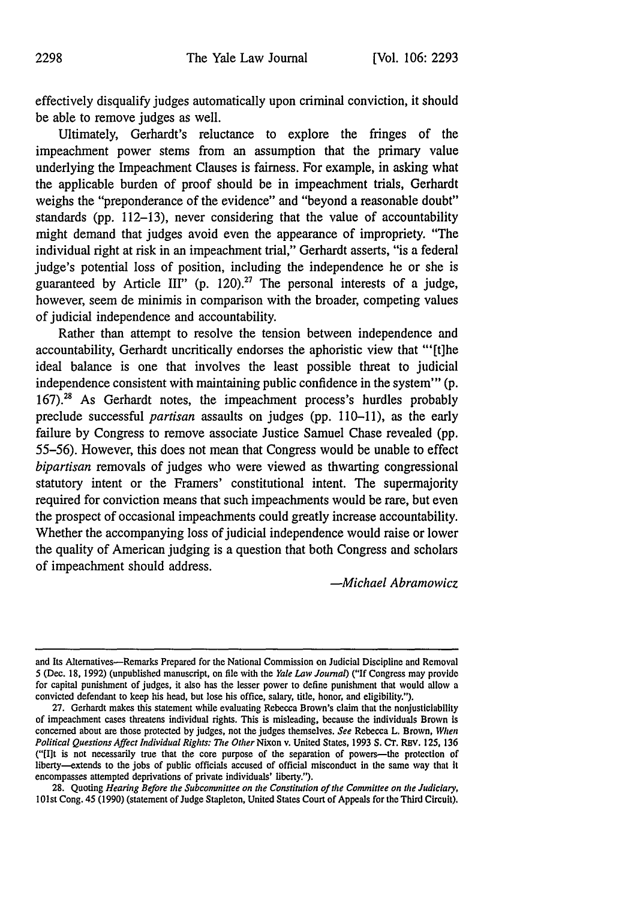effectively disqualify judges automatically upon criminal conviction, it should be able to remove judges as well.

Ultimately, Gerhardt's reluctance to explore the fringes of the impeachment power stems from an assumption that the primary value underlying the Impeachment Clauses is fairness. For example, in asking what the applicable burden of proof should be in impeachment trials, Gerhardt weighs the "preponderance of the evidence" and "beyond a reasonable doubt" standards (pp. 112–13), never considering that the value of accountability might demand that judges avoid even the appearance of impropriety. "The individual right at risk in an impeachment trial," Gerhardt asserts, "is a federal judge's potential loss of position, including the independence he or she is guaranteed by Article III" (p. 120).[27] The personal interests of a judge, however, seem de minimis in comparison with the broader, competing values of judicial independence and accountability.

Rather than attempt to resolve the tension between independence and accountability, Gerhardt uncritically endorses the aphoristic view that "'[t]he ideal balance is one that involves the least possible threat to judicial independence consistent with maintaining public confidence in the system'" (p. 167).[28] As Gerhardt notes, the impeachment process's hurdles probably preclude successful *partisan* assaults on judges (pp. 110–11), as the early failure by Congress to remove associate Justice Samuel Chase revealed (pp. 55–56). However, this does not mean that Congress would be unable to effect *bipartisan* removals of judges who were viewed as thwarting congressional statutory intent or the Framers' constitutional intent. The supermajority required for conviction means that such impeachments would be rare, but even the prospect of occasional impeachments could greatly increase accountability. Whether the accompanying loss of judicial independence would raise or lower the quality of American judging is a question that both Congress and scholars of impeachment should address.

*—Michael Abramowicz*

---

and Its Alternatives—Remarks Prepared for the National Commission on Judicial Discipline and Removal 5 (Dec. 18, 1992) (unpublished manuscript, on file with the *Yale Law Journal*) ("If Congress may provide for capital punishment of judges, it also has the lesser power to define punishment that would allow a convicted defendant to keep his head, but lose his office, salary, title, honor, and eligibility.").

27. Gerhardt makes this statement while evaluating Rebecca Brown's claim that the nonjusticiability of impeachment cases threatens individual rights. This is misleading, because the individuals Brown is concerned about are those protected by judges, not the judges themselves. *See* Rebecca L. Brown, *When Political Questions Affect Individual Rights: The Other* Nixon v. United States, 1993 S. CT. REV. 125, 136 ("[I]t is not necessarily true that the core purpose of the separation of powers—the protection of liberty—extends to the jobs of public officials accused of official misconduct in the same way that it encompasses attempted deprivations of private individuals' liberty.").

28. Quoting *Hearing Before the Subcommittee on the Constitution of the Committee on the Judiciary*, 101st Cong. 45 (1990) (statement of Judge Stapleton, United States Court of Appeals for the Third Circuit).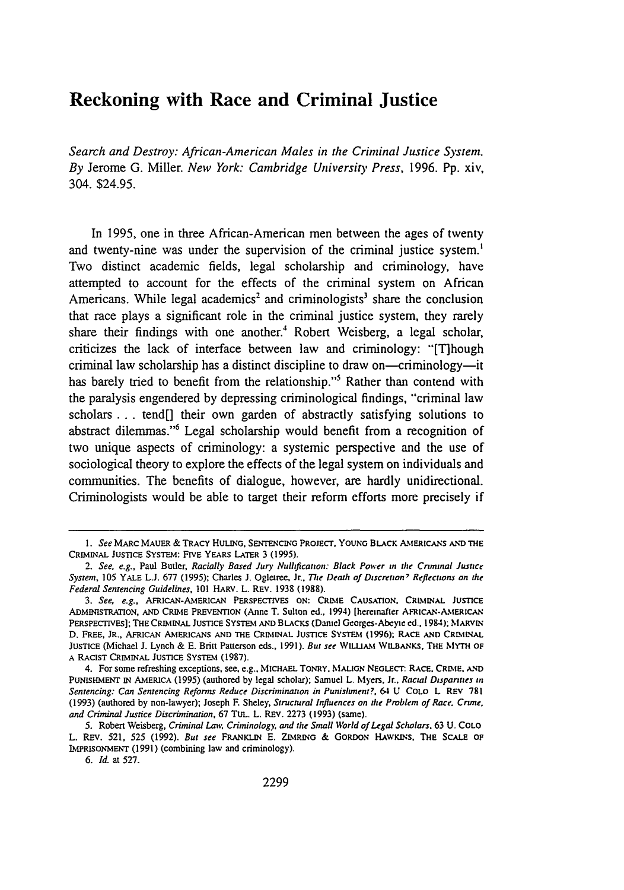# Reckoning with Race and Criminal Justice

*Search and Destroy: African-American Males in the Criminal Justice System. By* Jerome G. Miller. *New York: Cambridge University Press,* 1996. Pp. xiv, 304. $24.95.

In 1995, one in three African-American men between the ages of twenty and twenty-nine was under the supervision of the criminal justice system.[1] Two distinct academic fields, legal scholarship and criminology, have attempted to account for the effects of the criminal system on African Americans. While legal academics[2] and criminologists[3] share the conclusion that race plays a significant role in the criminal justice system, they rarely share their findings with one another.[4] Robert Weisberg, a legal scholar, criticizes the lack of interface between law and criminology: "[T]hough criminal law scholarship has a distinct discipline to draw on—criminology—it has barely tried to benefit from the relationship."[5] Rather than contend with the paralysis engendered by depressing criminological findings, "criminal law scholars . . . tend[] their own garden of abstractly satisfying solutions to abstract dilemmas."[6] Legal scholarship would benefit from a recognition of two unique aspects of criminology: a systemic perspective and the use of sociological theory to explore the effects of the legal system on individuals and communities. The benefits of dialogue, however, are hardly unidirectional. Criminologists would be able to target their reform efforts more precisely if

---

1. *See* MARC MAUER & TRACY HULING, SENTENCING PROJECT, YOUNG BLACK AMERICANS AND THE CRIMINAL JUSTICE SYSTEM: FIVE YEARS LATER 3 (1995).

2. *See, e.g.*, Paul Butler, *Racially Based Jury Nullification: Black Power in the Criminal Justice System*, 105 YALE L.J. 677 (1995); Charles J. Ogletree, Jr., *The Death of Discretion? Reflections on the Federal Sentencing Guidelines*, 101 HARV. L. REV. 1938 (1988).

3. *See, e.g.*, AFRICAN-AMERICAN PERSPECTIVES ON: CRIME CAUSATION, CRIMINAL JUSTICE ADMINISTRATION, AND CRIME PREVENTION (Anne T. Sulton ed., 1994) [hereinafter AFRICAN-AMERICAN PERSPECTIVES]; THE CRIMINAL JUSTICE SYSTEM AND BLACKS (Daniel Georges-Abeyie ed., 1984); MARVIN D. FREE, JR., AFRICAN AMERICANS AND THE CRIMINAL JUSTICE SYSTEM (1996); RACE AND CRIMINAL JUSTICE (Michael J. Lynch & E. Britt Patterson eds., 1991). *But see* WILLIAM WILBANKS, THE MYTH OF A RACIST CRIMINAL JUSTICE SYSTEM (1987).

4. For some refreshing exceptions, see, e.g., MICHAEL TONRY, MALIGN NEGLECT: RACE, CRIME, AND PUNISHMENT IN AMERICA (1995) (authored by legal scholar); Samuel L. Myers, Jr., *Racial Disparities in Sentencing: Can Sentencing Reforms Reduce Discrimination in Punishment?*, 64 U. COLO. L. REV. 781 (1993) (authored by non-lawyer); Joseph F. Sheley, *Structural Influences on the Problem of Race, Crime, and Criminal Justice Discrimination*, 67 TUL. L. REV. 2273 (1993) (same).

5. Robert Weisberg, *Criminal Law, Criminology, and the Small World of Legal Scholars*, 63 U. COLO. L. REV. 521, 525 (1992). *But see* FRANKLIN E. ZIMRING & GORDON HAWKINS, THE SCALE OF IMPRISONMENT (1991) (combining law and criminology).

6. *Id.* at 527.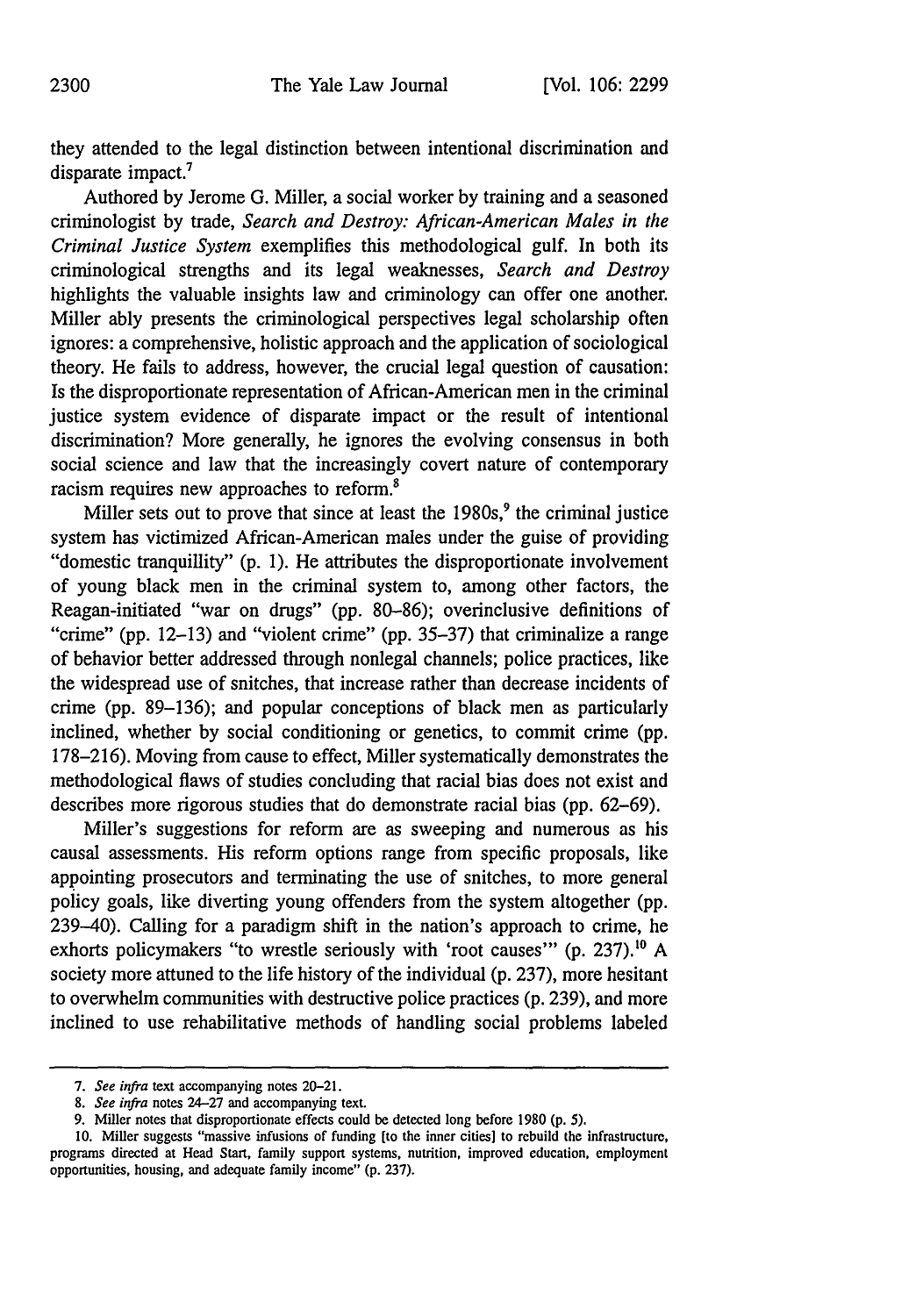they attended to the legal distinction between intentional discrimination and disparate impact.[7]

Authored by Jerome G. Miller, a social worker by training and a seasoned criminologist by trade, *Search and Destroy: African-American Males in the Criminal Justice System* exemplifies this methodological gulf. In both its criminological strengths and its legal weaknesses, *Search and Destroy* highlights the valuable insights law and criminology can offer one another. Miller ably presents the criminological perspectives legal scholarship often ignores: a comprehensive, holistic approach and the application of sociological theory. He fails to address, however, the crucial legal question of causation: Is the disproportionate representation of African-American men in the criminal justice system evidence of disparate impact or the result of intentional discrimination? More generally, he ignores the evolving consensus in both social science and law that the increasingly covert nature of contemporary racism requires new approaches to reform.[8]

Miller sets out to prove that since at least the 1980s,[9] the criminal justice system has victimized African-American males under the guise of providing "domestic tranquillity" (p. 1). He attributes the disproportionate involvement of young black men in the criminal system to, among other factors, the Reagan-initiated "war on drugs" (pp. 80–86); overinclusive definitions of "crime" (pp. 12–13) and "violent crime" (pp. 35–37) that criminalize a range of behavior better addressed through nonlegal channels; police practices, like the widespread use of snitches, that increase rather than decrease incidents of crime (pp. 89–136); and popular conceptions of black men as particularly inclined, whether by social conditioning or genetics, to commit crime (pp. 178–216). Moving from cause to effect, Miller systematically demonstrates the methodological flaws of studies concluding that racial bias does not exist and describes more rigorous studies that do demonstrate racial bias (pp. 62–69).

Miller's suggestions for reform are as sweeping and numerous as his causal assessments. His reform options range from specific proposals, like appointing prosecutors and terminating the use of snitches, to more general policy goals, like diverting young offenders from the system altogether (pp. 239–40). Calling for a paradigm shift in the nation's approach to crime, he exhorts policymakers "to wrestle seriously with 'root causes'" (p. 237).[10] A society more attuned to the life history of the individual (p. 237), more hesitant to overwhelm communities with destructive police practices (p. 239), and more inclined to use rehabilitative methods of handling social problems labeled

---

7. *See infra* text accompanying notes 20–21.

8. *See infra* notes 24–27 and accompanying text.

9. Miller notes that disproportionate effects could be detected long before 1980 (p. 5).

10. Miller suggests "massive infusions of funding [to the inner cities] to rebuild the infrastructure, programs directed at Head Start, family support systems, nutrition, improved education, employment opportunities, housing, and adequate family income" (p. 237).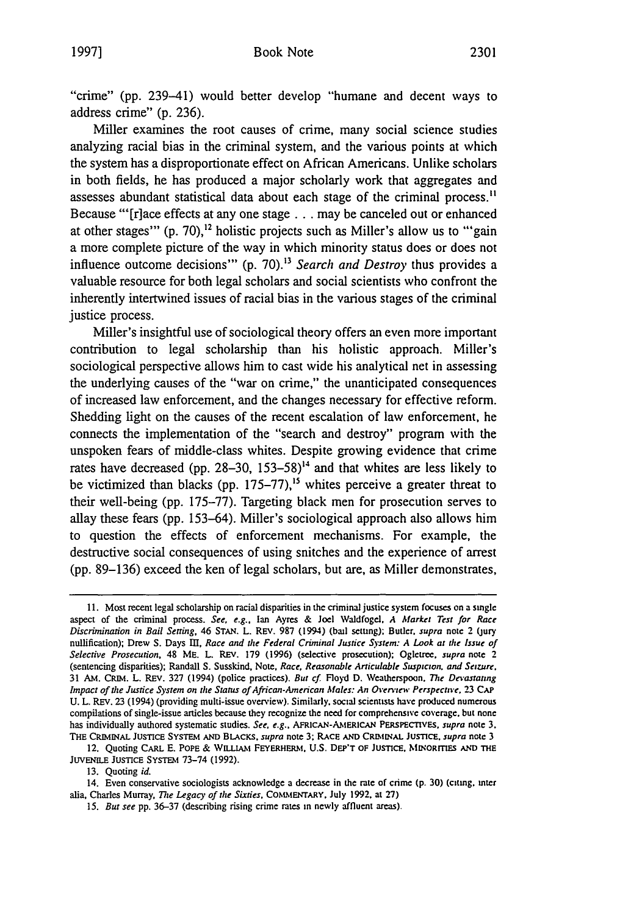"crime" (pp. 239–41) would better develop "humane and decent ways to address crime" (p. 236).

Miller examines the root causes of crime, many social science studies analyzing racial bias in the criminal system, and the various points at which the system has a disproportionate effect on African Americans. Unlike scholars in both fields, he has produced a major scholarly work that aggregates and assesses abundant statistical data about each stage of the criminal process.[11] Because "'[r]ace effects at any one stage . . . may be canceled out or enhanced at other stages'" (p. 70),[12] holistic projects such as Miller's allow us to "'gain a more complete picture of the way in which minority status does or does not influence outcome decisions'" (p. 70).[13] *Search and Destroy* thus provides a valuable resource for both legal scholars and social scientists who confront the inherently intertwined issues of racial bias in the various stages of the criminal justice process.

Miller's insightful use of sociological theory offers an even more important contribution to legal scholarship than his holistic approach. Miller's sociological perspective allows him to cast wide his analytical net in assessing the underlying causes of the "war on crime," the unanticipated consequences of increased law enforcement, and the changes necessary for effective reform. Shedding light on the causes of the recent escalation of law enforcement, he connects the implementation of the "search and destroy" program with the unspoken fears of middle-class whites. Despite growing evidence that crime rates have decreased (pp. 28–30, 153–58)[14] and that whites are less likely to be victimized than blacks (pp. 175–77),[15] whites perceive a greater threat to their well-being (pp. 175–77). Targeting black men for prosecution serves to allay these fears (pp. 153–64). Miller's sociological approach also allows him to question the effects of enforcement mechanisms. For example, the destructive social consequences of using snitches and the experience of arrest (pp. 89–136) exceed the ken of legal scholars, but are, as Miller demonstrates,

---

11. Most recent legal scholarship on racial disparities in the criminal justice system focuses on a single aspect of the criminal process. *See, e.g.*, Ian Ayres & Joel Waldfogel, *A Market Test for Race Discrimination in Bail Setting*, 46 STAN. L. REV. 987 (1994) (bail setting); Butler, *supra* note 2 (jury nullification); Drew S. Days III, *Race and the Federal Criminal Justice System: A Look at the Issue of Selective Prosecution*, 48 ME. L. REV. 179 (1996) (selective prosecution); Ogletree, *supra* note 2 (sentencing disparities); Randall S. Susskind, Note, *Race, Reasonable Articulable Suspicion, and Seizure*, 31 AM. CRIM. L. REV. 327 (1994) (police practices). *But cf.* Floyd D. Weatherspoon, *The Devastating Impact of the Justice System on the Status of African-American Males: An Overview Perspective*, 23 CAP U. L. REV. 23 (1994) (providing multi-issue overview). Similarly, social scientists have produced numerous compilations of single-issue articles because they recognize the need for comprehensive coverage, but none has individually authored systematic studies. *See, e.g.*, AFRICAN-AMERICAN PERSPECTIVES, *supra* note 3; THE CRIMINAL JUSTICE SYSTEM AND BLACKS, *supra* note 3; RACE AND CRIMINAL JUSTICE, *supra* note 3

12. Quoting CARL E. POPE & WILLIAM FEYERHERM, U.S. DEP'T OF JUSTICE, MINORITIES AND THE JUVENILE JUSTICE SYSTEM 73–74 (1992).

13. Quoting *id.*

14. Even conservative sociologists acknowledge a decrease in the rate of crime (p. 30) (citing, inter alia, Charles Murray, *The Legacy of the Sixties*, COMMENTARY, July 1992, at 27)

15. *But see* pp. 36–37 (describing rising crime rates in newly affluent areas).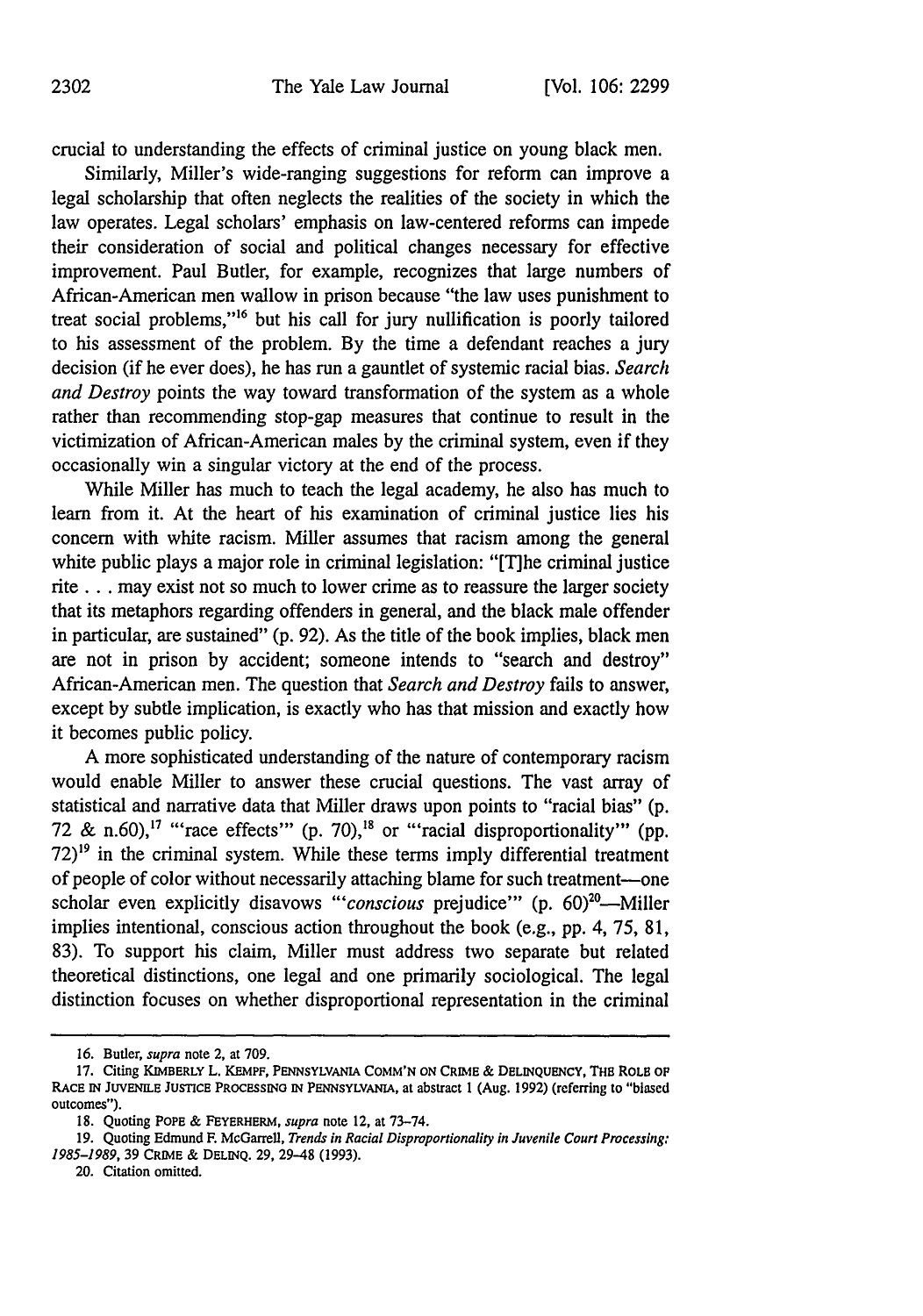crucial to understanding the effects of criminal justice on young black men.

Similarly, Miller's wide-ranging suggestions for reform can improve a legal scholarship that often neglects the realities of the society in which the law operates. Legal scholars' emphasis on law-centered reforms can impede their consideration of social and political changes necessary for effective improvement. Paul Butler, for example, recognizes that large numbers of African-American men wallow in prison because "the law uses punishment to treat social problems,"[16] but his call for jury nullification is poorly tailored to his assessment of the problem. By the time a defendant reaches a jury decision (if he ever does), he has run a gauntlet of systemic racial bias. *Search and Destroy* points the way toward transformation of the system as a whole rather than recommending stop-gap measures that continue to result in the victimization of African-American males by the criminal system, even if they occasionally win a singular victory at the end of the process.

While Miller has much to teach the legal academy, he also has much to learn from it. At the heart of his examination of criminal justice lies his concern with white racism. Miller assumes that racism among the general white public plays a major role in criminal legislation: "[T]he criminal justice rite . . . may exist not so much to lower crime as to reassure the larger society that its metaphors regarding offenders in general, and the black male offender in particular, are sustained" (p. 92). As the title of the book implies, black men are not in prison by accident; someone intends to "search and destroy" African-American men. The question that *Search and Destroy* fails to answer, except by subtle implication, is exactly who has that mission and exactly how it becomes public policy.

A more sophisticated understanding of the nature of contemporary racism would enable Miller to answer these crucial questions. The vast array of statistical and narrative data that Miller draws upon points to "racial bias" (p. 72 & n.60),[17] "'race effects'" (p. 70),[18] or "'racial disproportionality'" (pp. 72)[19] in the criminal system. While these terms imply differential treatment of people of color without necessarily attaching blame for such treatment—one scholar even explicitly disavows "'*conscious* prejudice'" (p. 60)[20]—Miller implies intentional, conscious action throughout the book (e.g., pp. 4, 75, 81, 83). To support his claim, Miller must address two separate but related theoretical distinctions, one legal and one primarily sociological. The legal distinction focuses on whether disproportional representation in the criminal

---

16. Butler, *supra* note 2, at 709.

17. Citing KIMBERLY L. KEMPF, PENNSYLVANIA COMM'N ON CRIME & DELINQUENCY, THE ROLE OF RACE IN JUVENILE JUSTICE PROCESSING IN PENNSYLVANIA, at abstract 1 (Aug. 1992) (referring to "biased outcomes").

18. Quoting POPE & FEYERHERM, *supra* note 12, at 73–74.

19. Quoting Edmund F. McGarrell, *Trends in Racial Disproportionality in Juvenile Court Processing: 1985–1989*, 39 CRIME & DELINQ. 29, 29–48 (1993).

20. Citation omitted.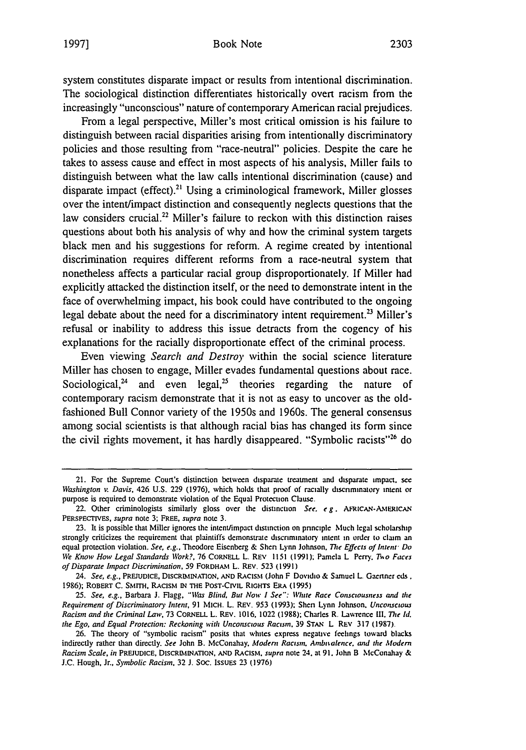system constitutes disparate impact or results from intentional discrimination. The sociological distinction differentiates historically overt racism from the increasingly "unconscious" nature of contemporary American racial prejudices.

From a legal perspective, Miller's most critical omission is his failure to distinguish between racial disparities arising from intentionally discriminatory policies and those resulting from "race-neutral" policies. Despite the care he takes to assess cause and effect in most aspects of his analysis, Miller fails to distinguish between what the law calls intentional discrimination (cause) and disparate impact (effect).[21] Using a criminological framework, Miller glosses over the intent/impact distinction and consequently neglects questions that the law considers crucial.[22] Miller's failure to reckon with this distinction raises questions about both his analysis of why and how the criminal system targets black men and his suggestions for reform. A regime created by intentional discrimination requires different reforms from a race-neutral system that nonetheless affects a particular racial group disproportionately. If Miller had explicitly attacked the distinction itself, or the need to demonstrate intent in the face of overwhelming impact, his book could have contributed to the ongoing legal debate about the need for a discriminatory intent requirement.[23] Miller's refusal or inability to address this issue detracts from the cogency of his explanations for the racially disproportionate effect of the criminal process.

Even viewing *Search and Destroy* within the social science literature Miller has chosen to engage, Miller evades fundamental questions about race. Sociological,[24] and even legal,[25] theories regarding the nature of contemporary racism demonstrate that it is not as easy to uncover as the old-fashioned Bull Connor variety of the 1950s and 1960s. The general consensus among social scientists is that although racial bias has changed its form since the civil rights movement, it has hardly disappeared. "Symbolic racists"[26] do

---

21. For the Supreme Court's distinction between disparate treatment and disparate impact, see *Washington v. Davis*, 426 U.S. 229 (1976), which holds that proof of racially discriminatory intent or purpose is required to demonstrate violation of the Equal Protection Clause.

22. Other criminologists similarly gloss over the distinction. *See, e.g.*, AFRICAN-AMERICAN PERSPECTIVES, *supra* note 3; FREE, *supra* note 3.

23. It is possible that Miller ignores the intent/impact distinction on principle. Much legal scholarship strongly criticizes the requirement that plaintiffs demonstrate discriminatory intent in order to claim an equal protection violation. *See, e.g.*, Theodore Eisenberg & Sheri Lynn Johnson, *The Effects of Intent: Do We Know How Legal Standards Work?*, 76 CORNELL L. REV. 1151 (1991); Pamela L. Perry, *Two Faces of Disparate Impact Discrimination*, 59 FORDHAM L. REV. 523 (1991).

24. *See, e.g.*, PREJUDICE, DISCRIMINATION, AND RACISM (John F. Dovidio & Samuel L. Gaertner eds., 1986); ROBERT C. SMITH, RACISM IN THE POST-CIVIL RIGHTS ERA (1995).

25. *See, e.g.*, Barbara J. Flagg, *"Was Blind, But Now I See": White Race Consciousness and the Requirement of Discriminatory Intent*, 91 MICH. L. REV. 953 (1993); Sheri Lynn Johnson, *Unconscious Racism and the Criminal Law*, 73 CORNELL L. REV. 1016, 1022 (1988); Charles R. Lawrence III, *The Id, the Ego, and Equal Protection: Reckoning with Unconscious Racism*, 39 STAN. L. REV. 317 (1987).

26. The theory of "symbolic racism" posits that whites express negative feelings toward blacks indirectly rather than directly. *See* John B. McConahay, *Modern Racism, Ambivalence, and the Modern Racism Scale*, *in* PREJUDICE, DISCRIMINATION, AND RACISM, *supra* note 24, at 91; John B. McConahay & J.C. Hough, Jr., *Symbolic Racism*, 32 J. SOC. ISSUES 23 (1976).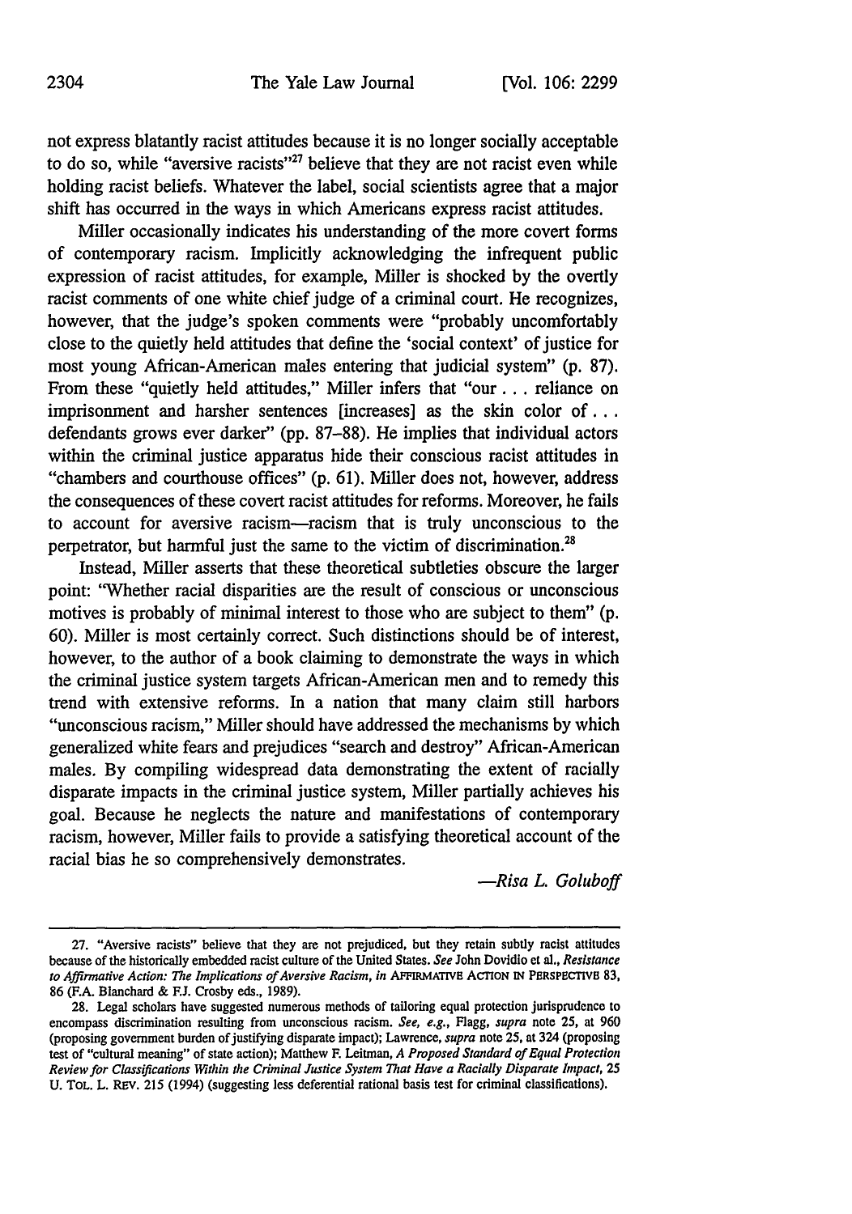not express blatantly racist attitudes because it is no longer socially acceptable to do so, while "aversive racists"[27] believe that they are not racist even while holding racist beliefs. Whatever the label, social scientists agree that a major shift has occurred in the ways in which Americans express racist attitudes.

Miller occasionally indicates his understanding of the more covert forms of contemporary racism. Implicitly acknowledging the infrequent public expression of racist attitudes, for example, Miller is shocked by the overtly racist comments of one white chief judge of a criminal court. He recognizes, however, that the judge's spoken comments were "probably uncomfortably close to the quietly held attitudes that define the 'social context' of justice for most young African-American males entering that judicial system" (p. 87). From these "quietly held attitudes," Miller infers that "our . . . reliance on imprisonment and harsher sentences [increases] as the skin color of . . . defendants grows ever darker" (pp. 87–88). He implies that individual actors within the criminal justice apparatus hide their conscious racist attitudes in "chambers and courthouse offices" (p. 61). Miller does not, however, address the consequences of these covert racist attitudes for reforms. Moreover, he fails to account for aversive racism—racism that is truly unconscious to the perpetrator, but harmful just the same to the victim of discrimination.[28]

Instead, Miller asserts that these theoretical subtleties obscure the larger point: "Whether racial disparities are the result of conscious or unconscious motives is probably of minimal interest to those who are subject to them" (p. 60). Miller is most certainly correct. Such distinctions should be of interest, however, to the author of a book claiming to demonstrate the ways in which the criminal justice system targets African-American men and to remedy this trend with extensive reforms. In a nation that many claim still harbors "unconscious racism," Miller should have addressed the mechanisms by which generalized white fears and prejudices "search and destroy" African-American males. By compiling widespread data demonstrating the extent of racially disparate impacts in the criminal justice system, Miller partially achieves his goal. Because he neglects the nature and manifestations of contemporary racism, however, Miller fails to provide a satisfying theoretical account of the racial bias he so comprehensively demonstrates.

*—Risa L. Goluboff*

---

27. "Aversive racists" believe that they are not prejudiced, but they retain subtly racist attitudes because of the historically embedded racist culture of the United States. *See* John Dovidio et al., *Resistance to Affirmative Action: The Implications of Aversive Racism*, *in* AFFIRMATIVE ACTION IN PERSPECTIVE 83, 86 (F.A. Blanchard & F.J. Crosby eds., 1989).

28. Legal scholars have suggested numerous methods of tailoring equal protection jurisprudence to encompass discrimination resulting from unconscious racism. *See, e.g.*, Flagg, *supra* note 25, at 960 (proposing government burden of justifying disparate impact); Lawrence, *supra* note 25, at 324 (proposing test of "cultural meaning" of state action); Matthew F. Leitman, *A Proposed Standard of Equal Protection Review for Classifications Within the Criminal Justice System That Have a Racially Disparate Impact*, 25 U. TOL. L. REV. 215 (1994) (suggesting less deferential rational basis test for criminal classifications).